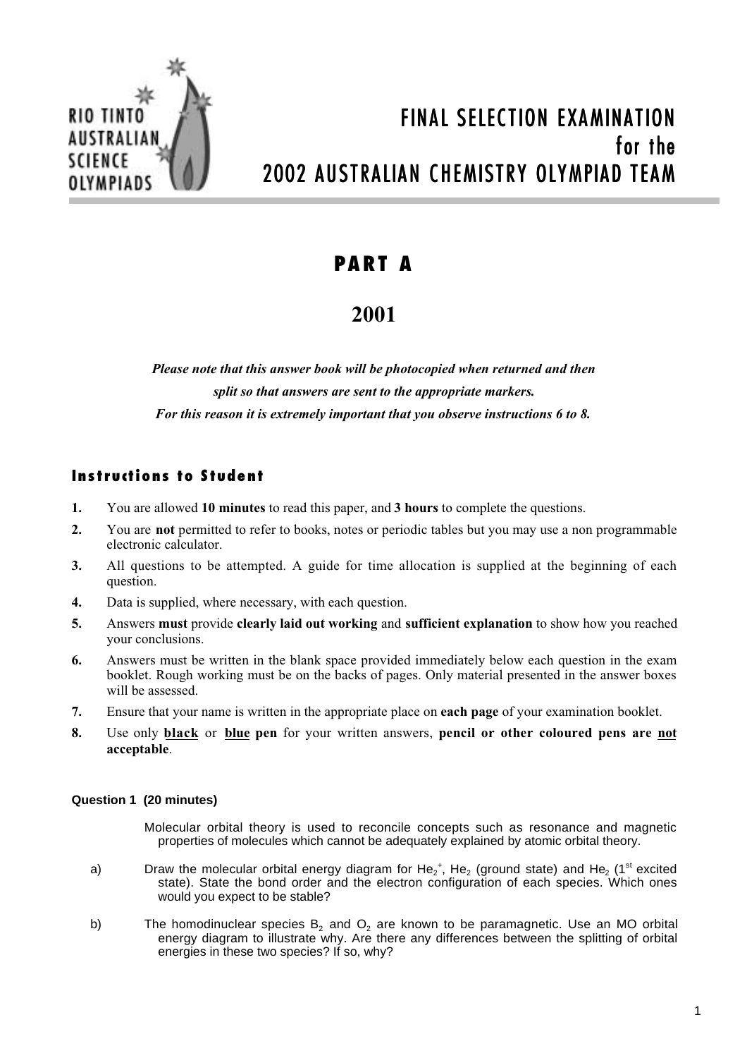# FINAL SELECTION EXAMINATION for the 2002 AUSTRALIAN CHEMISTRY OLYMPIAD TEAM

## PART A

## 2001

***Please note that this answer book will be photocopied when returned and then split so that answers are sent to the appropriate markers. For this reason it is extremely important that you observe instructions 6 to 8.***

### Instructions to Student

1. You are allowed **10 minutes** to read this paper, and **3 hours** to complete the questions.
2. You are **not** permitted to refer to books, notes or periodic tables but you may use a non programmable electronic calculator.
3. All questions to be attempted. A guide for time allocation is supplied at the beginning of each question.
4. Data is supplied, where necessary, with each question.
5. Answers **must** provide **clearly laid out working** and **sufficient explanation** to show how you reached your conclusions.
6. Answers must be written in the blank space provided immediately below each question in the exam booklet. Rough working must be on the backs of pages. Only material presented in the answer boxes will be assessed.
7. Ensure that your name is written in the appropriate place on **each page** of your examination booklet.
8. Use only **black** or **blue pen** for your written answers, **pencil or other coloured pens are not acceptable**.

**Question 1 (20 minutes)**

Molecular orbital theory is used to reconcile concepts such as resonance and magnetic properties of molecules which cannot be adequately explained by atomic orbital theory.

a) Draw the molecular orbital energy diagram for $He_2^+$, $He_2$ (ground state) and $He_2$ (1st excited state). State the bond order and the electron configuration of each species. Which ones would you expect to be stable?

b) The homodinuclear species $B_2$ and $O_2$ are known to be paramagnetic. Use an MO orbital energy diagram to illustrate why. Are there any differences between the splitting of orbital energies in these two species? If so, why?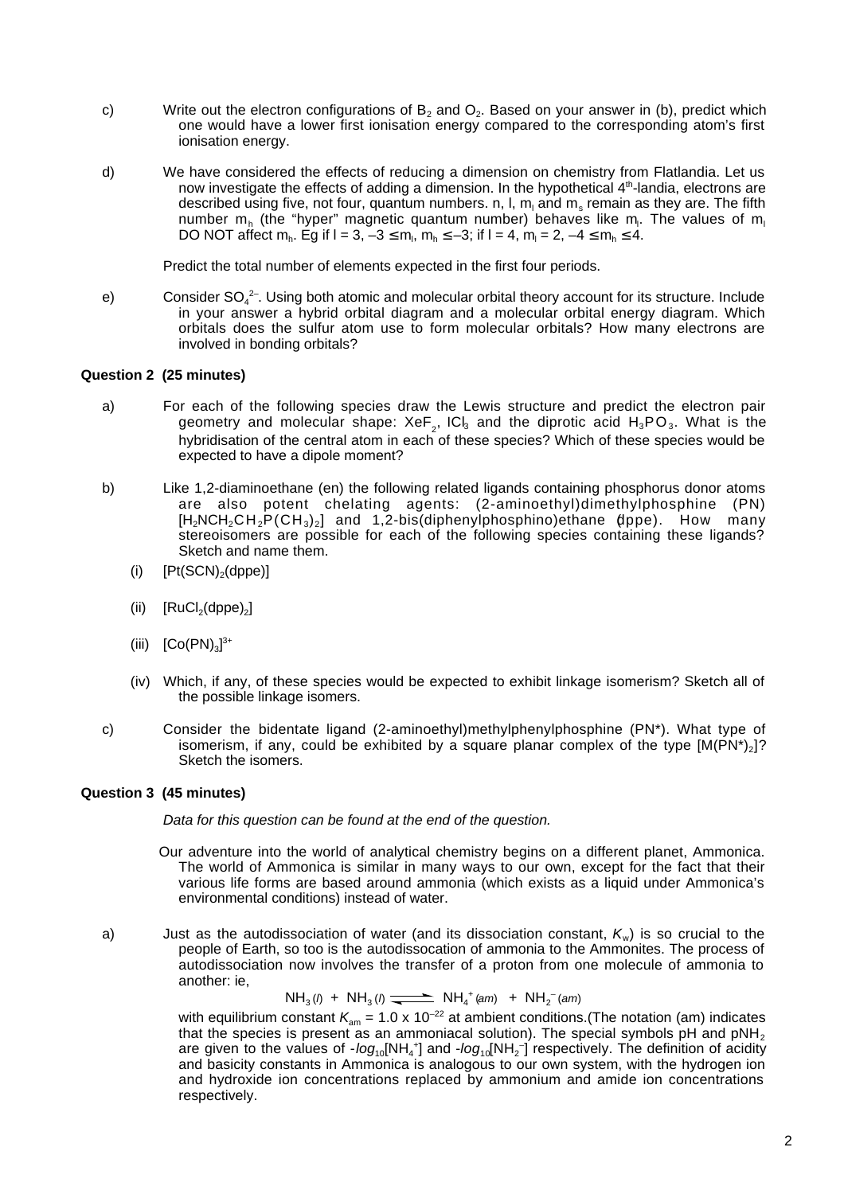c) Write out the electron configurations of $B_2$ and $O_2$. Based on your answer in (b), predict which one would have a lower first ionisation energy compared to the corresponding atom's first ionisation energy.

d) We have considered the effects of reducing a dimension on chemistry from Flatlandia. Let us now investigate the effects of adding a dimension. In the hypothetical 4th-landia, electrons are described using five, not four, quantum numbers. n, l, $m_l$ and $m_s$ remain as they are. The fifth number $m_h$ (the "hyper" magnetic quantum number) behaves like $m_l$. The values of $m_l$ DO NOT affect $m_h$. Eg if l = 3, $-3 \leq m_l, m_h \leq -3$; if l = 4, $m_l$ = 2, $-4 \leq m_h \leq 4$.

   Predict the total number of elements expected in the first four periods.

e) Consider $SO_4^{2-}$. Using both atomic and molecular orbital theory account for its structure. Include in your answer a hybrid orbital diagram and a molecular orbital energy diagram. Which orbitals does the sulfur atom use to form molecular orbitals? How many electrons are involved in bonding orbitals?

**Question 2 (25 minutes)**

a) For each of the following species draw the Lewis structure and predict the electron pair geometry and molecular shape: $XeF_2$, $ICl_3$ and the diprotic acid $H_3PO_3$. What is the hybridisation of the central atom in each of these species? Which of these species would be expected to have a dipole moment?

b) Like 1,2-diaminoethane (en) the following related ligands containing phosphorus donor atoms are also potent chelating agents: (2-aminoethyl)dimethylphosphine (PN) $[H_2NCH_2CH_2P(CH_3)_2]$ and 1,2-bis(diphenylphosphino)ethane (dppe). How many stereoisomers are possible for each of the following species containing these ligands? Sketch and name them.

   (i) $[Pt(SCN)_2(dppe)]$

   (ii) $[RuCl_2(dppe)_2]$

   (iii) $[Co(PN)_3]^{3+}$

   (iv) Which, if any, of these species would be expected to exhibit linkage isomerism? Sketch all of the possible linkage isomers.

c) Consider the bidentate ligand (2-aminoethyl)methylphenylphosphine (PN*). What type of isomerism, if any, could be exhibited by a square planar complex of the type $[M(PN^*)_2]$? Sketch the isomers.

**Question 3 (45 minutes)**

*Data for this question can be found at the end of the question.*

Our adventure into the world of analytical chemistry begins on a different planet, Ammonica. The world of Ammonica is similar in many ways to our own, except for the fact that their various life forms are based around ammonia (which exists as a liquid under Ammonica's environmental conditions) instead of water.

a) Just as the autodissociation of water (and its dissociation constant, $K_w$) is so crucial to the people of Earth, so too is the autodissocation of ammonia to the Ammonites. The process of autodissociation now involves the transfer of a proton from one molecule of ammonia to another: ie,

$$NH_3\,(l) + NH_3\,(l) \rightleftharpoons NH_4^+\,(am) + NH_2^-\,(am)$$

with equilibrium constant $K_{am} = 1.0 \times 10^{-22}$ at ambient conditions.(The notation (am) indicates that the species is present as an ammoniacal solution). The special symbols pH and $pNH_2$ are given to the values of $-log_{10}[NH_4^+]$ and $-log_{10}[NH_2^-]$ respectively. The definition of acidity and basicity constants in Ammonica is analogous to our own system, with the hydrogen ion and hydroxide ion concentrations replaced by ammonium and amide ion concentrations respectively.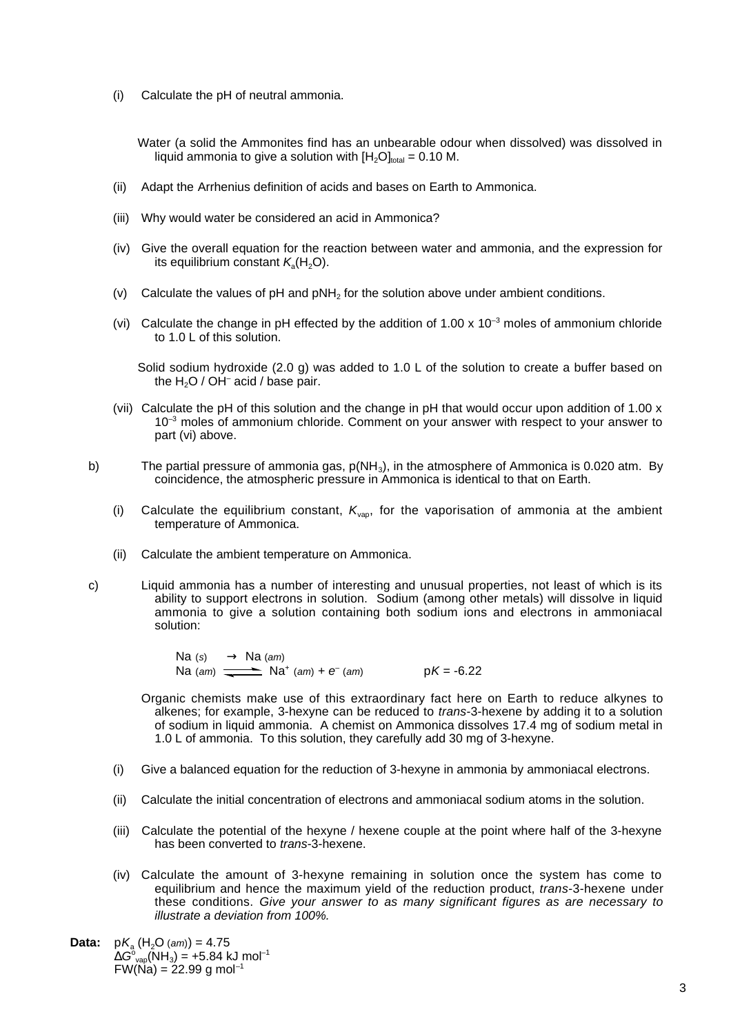(i) Calculate the pH of neutral ammonia.

Water (a solid the Ammonites find has an unbearable odour when dissolved) was dissolved in liquid ammonia to give a solution with $[H_2O]_{total}$ = 0.10 M.

(ii) Adapt the Arrhenius definition of acids and bases on Earth to Ammonica.

(iii) Why would water be considered an acid in Ammonica?

(iv) Give the overall equation for the reaction between water and ammonia, and the expression for its equilibrium constant $K_a(H_2O)$.

(v) Calculate the values of pH and $pNH_2$ for the solution above under ambient conditions.

(vi) Calculate the change in pH effected by the addition of 1.00 x $10^{-3}$ moles of ammonium chloride to 1.0 L of this solution.

Solid sodium hydroxide (2.0 g) was added to 1.0 L of the solution to create a buffer based on the $H_2O$ / $OH^-$ acid / base pair.

(vii) Calculate the pH of this solution and the change in pH that would occur upon addition of 1.00 x $10^{-3}$ moles of ammonium chloride. Comment on your answer with respect to your answer to part (vi) above.

b) The partial pressure of ammonia gas, $p(NH_3)$, in the atmosphere of Ammonica is 0.020 atm. By coincidence, the atmospheric pressure in Ammonica is identical to that on Earth.

(i) Calculate the equilibrium constant, $K_{vap}$, for the vaporisation of ammonia at the ambient temperature of Ammonica.

(ii) Calculate the ambient temperature on Ammonica.

c) Liquid ammonia has a number of interesting and unusual properties, not least of which is its ability to support electrons in solution. Sodium (among other metals) will dissolve in liquid ammonia to give a solution containing both sodium ions and electrons in ammoniacal solution:

$$Na\ (s) \rightarrow Na\ (am)$$
$$Na\ (am) \rightleftharpoons Na^+\ (am) + e^-\ (am) \qquad pK = -6.22$$

Organic chemists make use of this extraordinary fact here on Earth to reduce alkynes to alkenes; for example, 3-hexyne can be reduced to *trans*-3-hexene by adding it to a solution of sodium in liquid ammonia. A chemist on Ammonica dissolves 17.4 mg of sodium metal in 1.0 L of ammonia. To this solution, they carefully add 30 mg of 3-hexyne.

(i) Give a balanced equation for the reduction of 3-hexyne in ammonia by ammoniacal electrons.

(ii) Calculate the initial concentration of electrons and ammoniacal sodium atoms in the solution.

(iii) Calculate the potential of the hexyne / hexene couple at the point where half of the 3-hexyne has been converted to *trans*-3-hexene.

(iv) Calculate the amount of 3-hexyne remaining in solution once the system has come to equilibrium and hence the maximum yield of the reduction product, *trans*-3-hexene under these conditions. *Give your answer to as many significant figures as are necessary to illustrate a deviation from 100%.*

**Data:** $pK_a\ (H_2O\ (am))$ = 4.75
$\Delta G^o_{vap}(NH_3)$ = +5.84 kJ mol$^{-1}$
FW(Na) = 22.99 g mol$^{-1}$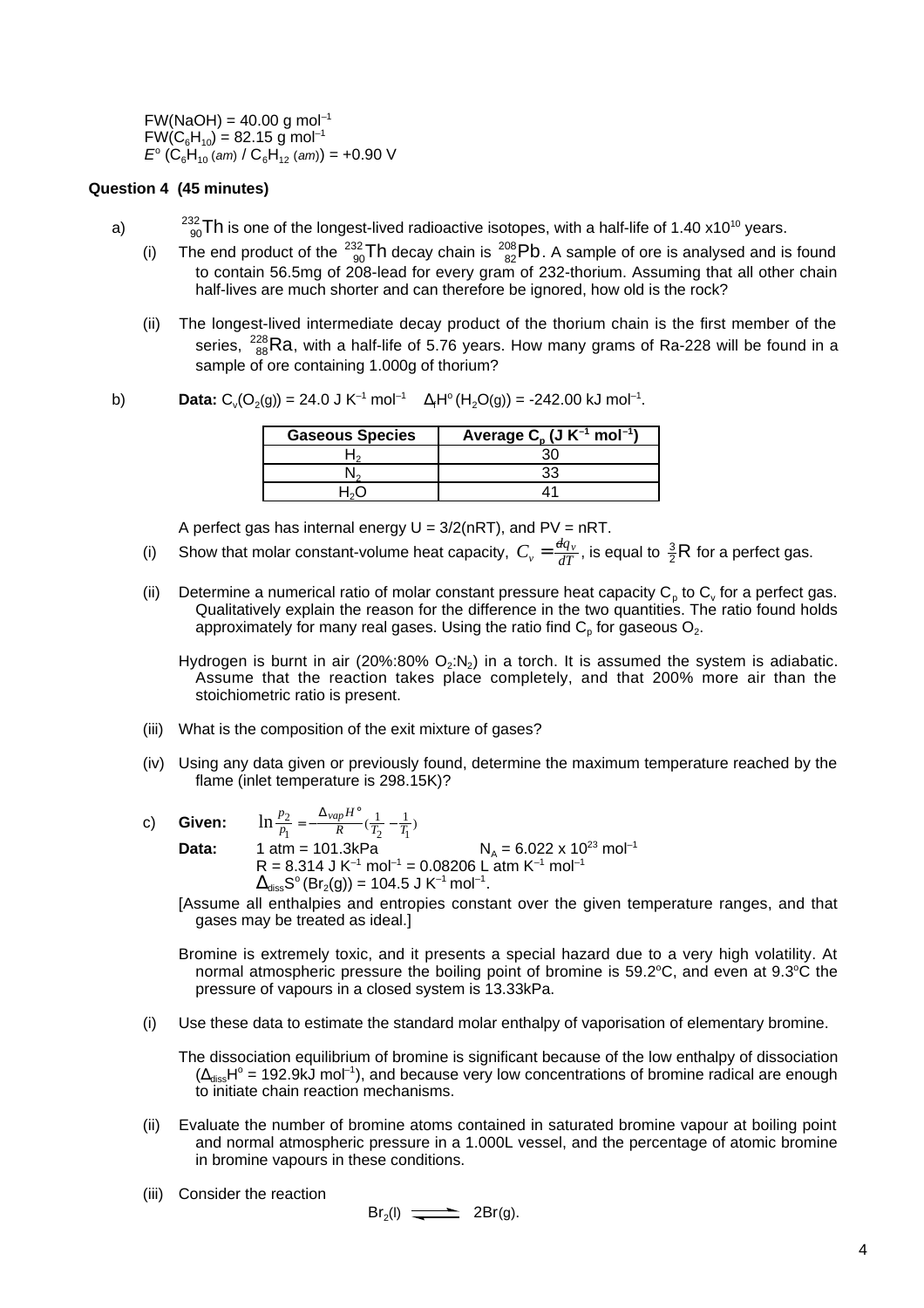FW(NaOH) = 40.00 g mol$^{-1}$
FW($C_6H_{10}$) = 82.15 g mol$^{-1}$
$E^o$ ($C_6H_{10}$ (*am*) / $C_6H_{12}$ (*am*)) = +0.90 V

**Question 4 (45 minutes)**

a) $^{232}_{90}Th$ is one of the longest-lived radioactive isotopes, with a half-life of 1.40 x10$^{10}$ years.

(i) The end product of the $^{232}_{90}Th$ decay chain is $^{208}_{82}Pb$. A sample of ore is analysed and is found to contain 56.5mg of 208-lead for every gram of 232-thorium. Assuming that all other chain half-lives are much shorter and can therefore be ignored, how old is the rock?

(ii) The longest-lived intermediate decay product of the thorium chain is the first member of the series, $^{228}_{88}Ra$, with a half-life of 5.76 years. How many grams of Ra-228 will be found in a sample of ore containing 1.000g of thorium?

b) **Data:** $C_v(O_2(g))$ = 24.0 J K$^{-1}$ mol$^{-1}$  $\Delta_f H^o$ ($H_2O$(g)) = -242.00 kJ mol$^{-1}$.

| Gaseous Species | Average $C_p$ (J K$^{-1}$ mol$^{-1}$) |
| --- | --- |
| $H_2$ | 30 |
| $N_2$ | 33 |
| $H_2O$ | 41 |

A perfect gas has internal energy U = 3/2(nRT), and PV = nRT.

(i) Show that molar constant-volume heat capacity, $C_v = \frac{dq_v}{dT}$, is equal to $\frac{3}{2}$R for a perfect gas.

(ii) Determine a numerical ratio of molar constant pressure heat capacity $C_p$ to $C_v$ for a perfect gas. Qualitatively explain the reason for the difference in the two quantities. The ratio found holds approximately for many real gases. Using the ratio find $C_p$ for gaseous $O_2$.

Hydrogen is burnt in air (20%:80% $O_2$:$N_2$) in a torch. It is assumed the system is adiabatic. Assume that the reaction takes place completely, and that 200% more air than the stoichiometric ratio is present.

(iii) What is the composition of the exit mixture of gases?

(iv) Using any data given or previously found, determine the maximum temperature reached by the flame (inlet temperature is 298.15K)?

c) **Given:** $\ln\frac{p_2}{p_1} = -\frac{\Delta_{vap}H^o}{R}\left(\frac{1}{T_2} - \frac{1}{T_1}\right)$

**Data:** 1 atm = 101.3kPa  $N_A$ = 6.022 x 10$^{23}$ mol$^{-1}$
R = 8.314 J K$^{-1}$ mol$^{-1}$ = 0.08206 L atm K$^{-1}$ mol$^{-1}$
$\Delta_{diss}S^o$ ($Br_2$(g)) = 104.5 J K$^{-1}$ mol$^{-1}$.

[Assume all enthalpies and entropies constant over the given temperature ranges, and that gases may be treated as ideal.]

Bromine is extremely toxic, and it presents a special hazard due to a very high volatility. At normal atmospheric pressure the boiling point of bromine is 59.2$^o$C, and even at 9.3$^o$C the pressure of vapours in a closed system is 13.33kPa.

(i) Use these data to estimate the standard molar enthalpy of vaporisation of elementary bromine.

The dissociation equilibrium of bromine is significant because of the low enthalpy of dissociation ($\Delta_{diss}H^o$ = 192.9kJ mol$^{-1}$), and because very low concentrations of bromine radical are enough to initiate chain reaction mechanisms.

(ii) Evaluate the number of bromine atoms contained in saturated bromine vapour at boiling point and normal atmospheric pressure in a 1.000L vessel, and the percentage of atomic bromine in bromine vapours in these conditions.

(iii) Consider the reaction

$$Br_2(l) \rightleftharpoons 2Br(g).$$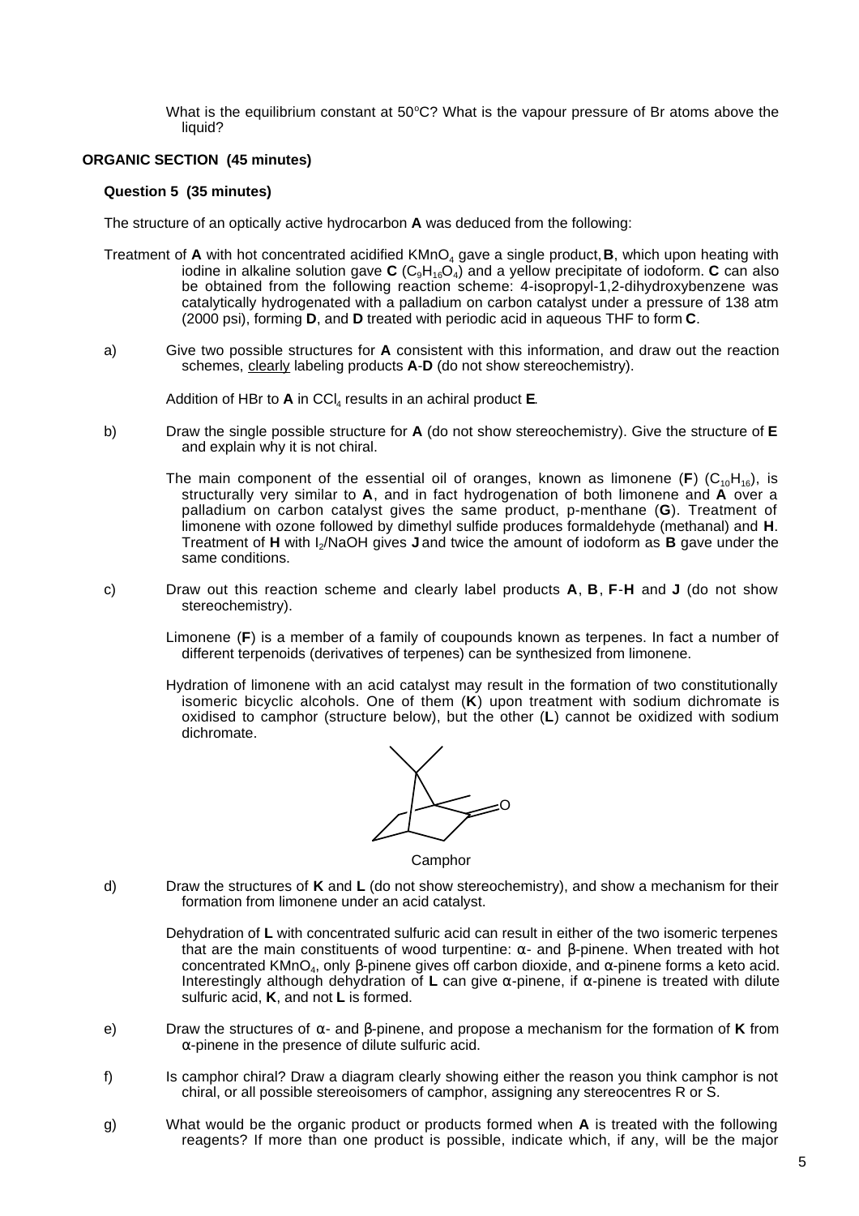What is the equilibrium constant at 50°C? What is the vapour pressure of Br atoms above the liquid?

## ORGANIC SECTION (45 minutes)

### Question 5 (35 minutes)

The structure of an optically active hydrocarbon **A** was deduced from the following:

Treatment of **A** with hot concentrated acidified $KMnO_4$ gave a single product, **B**, which upon heating with iodine in alkaline solution gave **C** ($C_9H_{16}O_4$) and a yellow precipitate of iodoform. **C** can also be obtained from the following reaction scheme: 4-isopropyl-1,2-dihydroxybenzene was catalytically hydrogenated with a palladium on carbon catalyst under a pressure of 138 atm (2000 psi), forming **D**, and **D** treated with periodic acid in aqueous THF to form **C**.

a) Give two possible structures for **A** consistent with this information, and draw out the reaction schemes, clearly labeling products **A**-**D** (do not show stereochemistry).

Addition of HBr to **A** in $CCl_4$ results in an achiral product **E**.

b) Draw the single possible structure for **A** (do not show stereochemistry). Give the structure of **E** and explain why it is not chiral.

The main component of the essential oil of oranges, known as limonene (**F**) ($C_{10}H_{16}$), is structurally very similar to **A**, and in fact hydrogenation of both limonene and **A** over a palladium on carbon catalyst gives the same product, p-menthane (**G**). Treatment of limonene with ozone followed by dimethyl sulfide produces formaldehyde (methanal) and **H**. Treatment of **H** with $I_2$/NaOH gives **J** and twice the amount of iodoform as **B** gave under the same conditions.

c) Draw out this reaction scheme and clearly label products **A**, **B**, **F**-**H** and **J** (do not show stereochemistry).

Limonene (**F**) is a member of a family of coupounds known as terpenes. In fact a number of different terpenoids (derivatives of terpenes) can be synthesized from limonene.

Hydration of limonene with an acid catalyst may result in the formation of two constitutionally isomeric bicyclic alcohols. One of them (**K**) upon treatment with sodium dichromate is oxidised to camphor (structure below), but the other (**L**) cannot be oxidized with sodium dichromate.

Camphor

d) Draw the structures of **K** and **L** (do not show stereochemistry), and show a mechanism for their formation from limonene under an acid catalyst.

Dehydration of **L** with concentrated sulfuric acid can result in either of the two isomeric terpenes that are the main constituents of wood turpentine: α- and β-pinene. When treated with hot concentrated $KMnO_4$, only β-pinene gives off carbon dioxide, and α-pinene forms a keto acid. Interestingly although dehydration of **L** can give α-pinene, if α-pinene is treated with dilute sulfuric acid, **K**, and not **L** is formed.

e) Draw the structures of α- and β-pinene, and propose a mechanism for the formation of **K** from α-pinene in the presence of dilute sulfuric acid.

f) Is camphor chiral? Draw a diagram clearly showing either the reason you think camphor is not chiral, or all possible stereoisomers of camphor, assigning any stereocentres R or S.

g) What would be the organic product or products formed when **A** is treated with the following reagents? If more than one product is possible, indicate which, if any, will be the major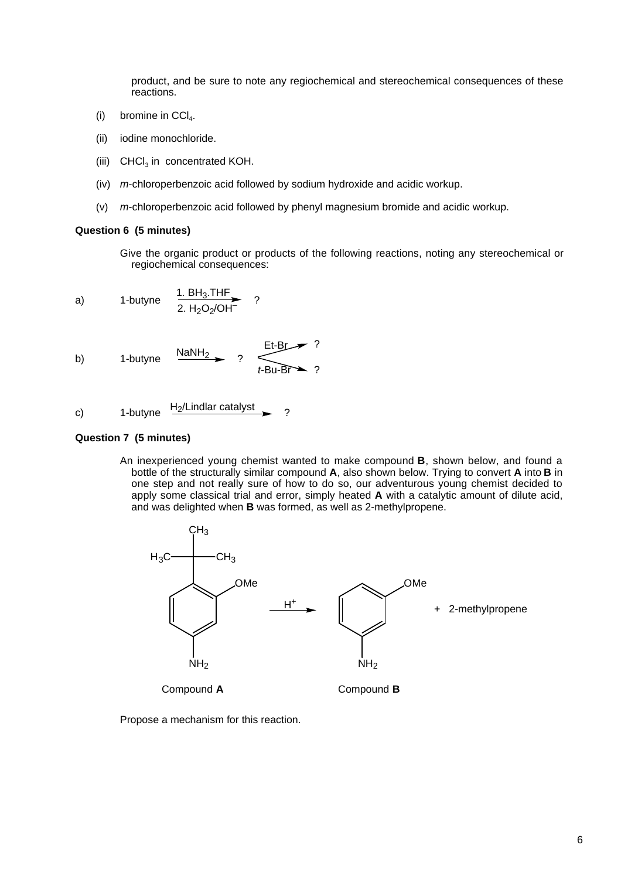product, and be sure to note any regiochemical and stereochemical consequences of these reactions.

(i) bromine in $CCl_4$.

(ii) iodine monochloride.

(iii) $CHCl_3$ in concentrated KOH.

(iv) *m*-chloroperbenzoic acid followed by sodium hydroxide and acidic workup.

(v) *m*-chloroperbenzoic acid followed by phenyl magnesium bromide and acidic workup.

**Question 6 (5 minutes)**

Give the organic product or products of the following reactions, noting any stereochemical or regiochemical consequences:

a) 1-butyne $\xrightarrow[\text{2. } H_2O_2/OH^-]{\text{1. } BH_3.THF}$ ?

b) 1-butyne $\xrightarrow{NaNH_2}$ ? ; then Et-Br → ? ; *t*-Bu-Br → ?

c) 1-butyne $\xrightarrow{H_2/\text{Lindlar catalyst}}$ ?

**Question 7 (5 minutes)**

An inexperienced young chemist wanted to make compound **B**, shown below, and found a bottle of the structurally similar compound **A**, also shown below. Trying to convert **A** into **B** in one step and not really sure of how to do so, our adventurous young chemist decided to apply some classical trial and error, simply heated **A** with a catalytic amount of dilute acid, and was delighted when **B** was formed, as well as 2-methylpropene.

Compound **A** (4-*tert*-butyl-3-methoxyaniline: benzene ring bearing $C(CH_3)_3$, OMe ortho to it, and $NH_2$ para to the *tert*-butyl group) $\xrightarrow{H^+}$ Compound **B** (3-methoxyaniline: benzene ring bearing OMe and $NH_2$ meta to each other) + 2-methylpropene

Propose a mechanism for this reaction.